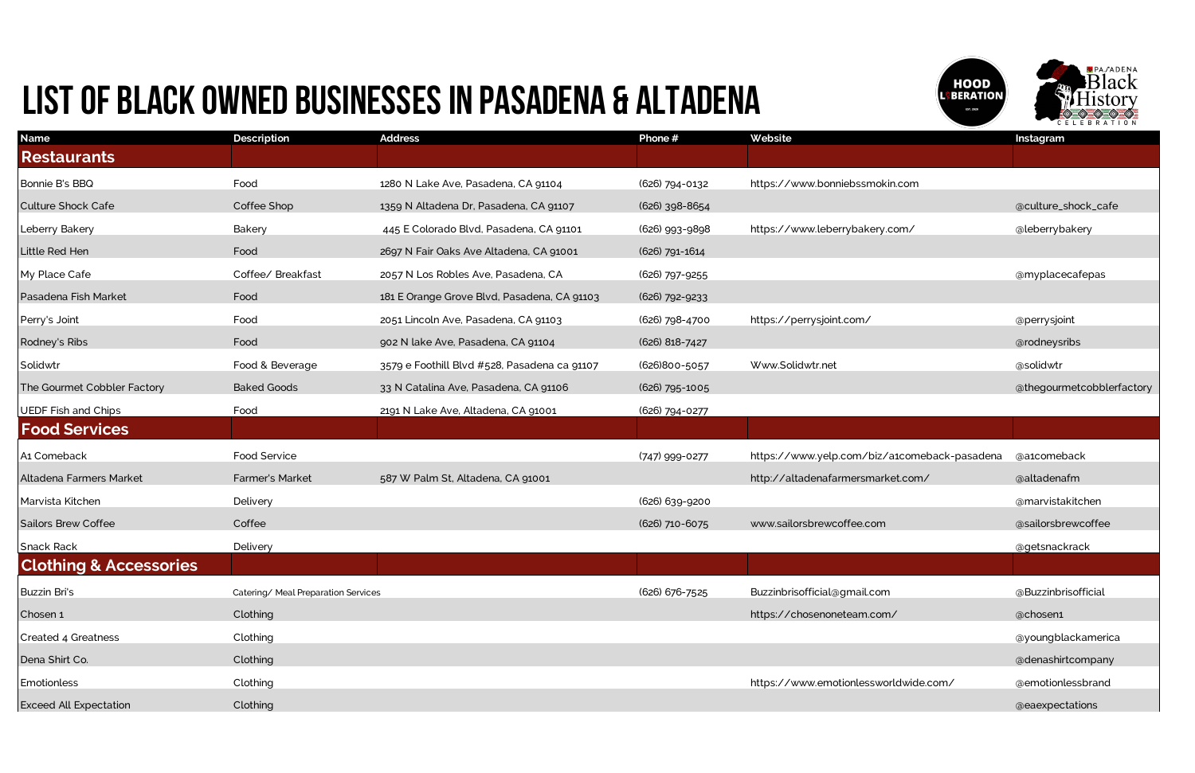# LIST OF BLACK OWNED BUSINESSES IN PASADENA & ALTADENA

| Name | Description | Address | Phone # | Website | Instagram |
|---|---|---|---|---|---|
| **Restaurants** | | | | | |
| Bonnie B's BBQ | Food | 1280 N Lake Ave, Pasadena, CA 91104 | (626) 794-0132 | https://www.bonniebssmokin.com | |
| Culture Shock Cafe | Coffee Shop | 1359 N Altadena Dr, Pasadena, CA 91107 | (626) 398-8654 | | @culture_shock_cafe |
| Leberry Bakery | Bakery | 445 E Colorado Blvd, Pasadena, CA 91101 | (626) 993-9898 | https://www.leberrybakery.com/ | @leberrybakery |
| Little Red Hen | Food | 2697 N Fair Oaks Ave Altadena, CA 91001 | (626) 791-1614 | | |
| My Place Cafe | Coffee/ Breakfast | 2057 N Los Robles Ave, Pasadena, CA | (626) 797-9255 | | @myplacecafepas |
| Pasadena Fish Market | Food | 181 E Orange Grove Blvd, Pasadena, CA 91103 | (626) 792-9233 | | |
| Perry's Joint | Food | 2051 Lincoln Ave, Pasadena, CA 91103 | (626) 798-4700 | https://perrysjoint.com/ | @perrysjoint |
| Rodney's Ribs | Food | 902 N lake Ave, Pasadena, CA 91104 | (626) 818-7427 | | @rodneysribs |
| Solidwtr | Food & Beverage | 3579 e Foothill Blvd #528, Pasadena ca 91107 | (626)800-5057 | Www.Solidwtr.net | @solidwtr |
| The Gourmet Cobbler Factory | Baked Goods | 33 N Catalina Ave, Pasadena, CA 91106 | (626) 795-1005 | | @thegourmetcobblerfactory |
| UEDF Fish and Chips | Food | 2191 N Lake Ave, Altadena, CA 91001 | (626) 794-0277 | | |
| **Food Services** | | | | | |
| A1 Comeback | Food Service | | (747) 999-0277 | https://www.yelp.com/biz/a1comeback-pasadena | @a1comeback |
| Altadena Farmers Market | Farmer's Market | 587 W Palm St, Altadena, CA 91001 | | http://altadenafarmersmarket.com/ | @altadenafm |
| Marvista Kitchen | Delivery | | (626) 639-9200 | | @marvistakitchen |
| Sailors Brew Coffee | Coffee | | (626) 710-6075 | www.sailorsbrewcoffee.com | @sailorsbrewcoffee |
| Snack Rack | Delivery | | | | @getsnackrack |
| **Clothing & Accessories** | | | | | |
| Buzzin Bri's | Catering/ Meal Preparation Services | | (626) 676-7525 | Buzzinbrisofficial@gmail.com | @Buzzinbrisofficial |
| Chosen 1 | Clothing | | | https://chosenoneteam.com/ | @chosen1 |
| Created 4 Greatness | Clothing | | | | @youngblackamerica |
| Dena Shirt Co. | Clothing | | | | @denashirtcompany |
| Emotionless | Clothing | | | https://www.emotionlessworldwide.com/ | @emotionlessbrand |
| Exceed All Expectation | Clothing | | | | @eaexpectations |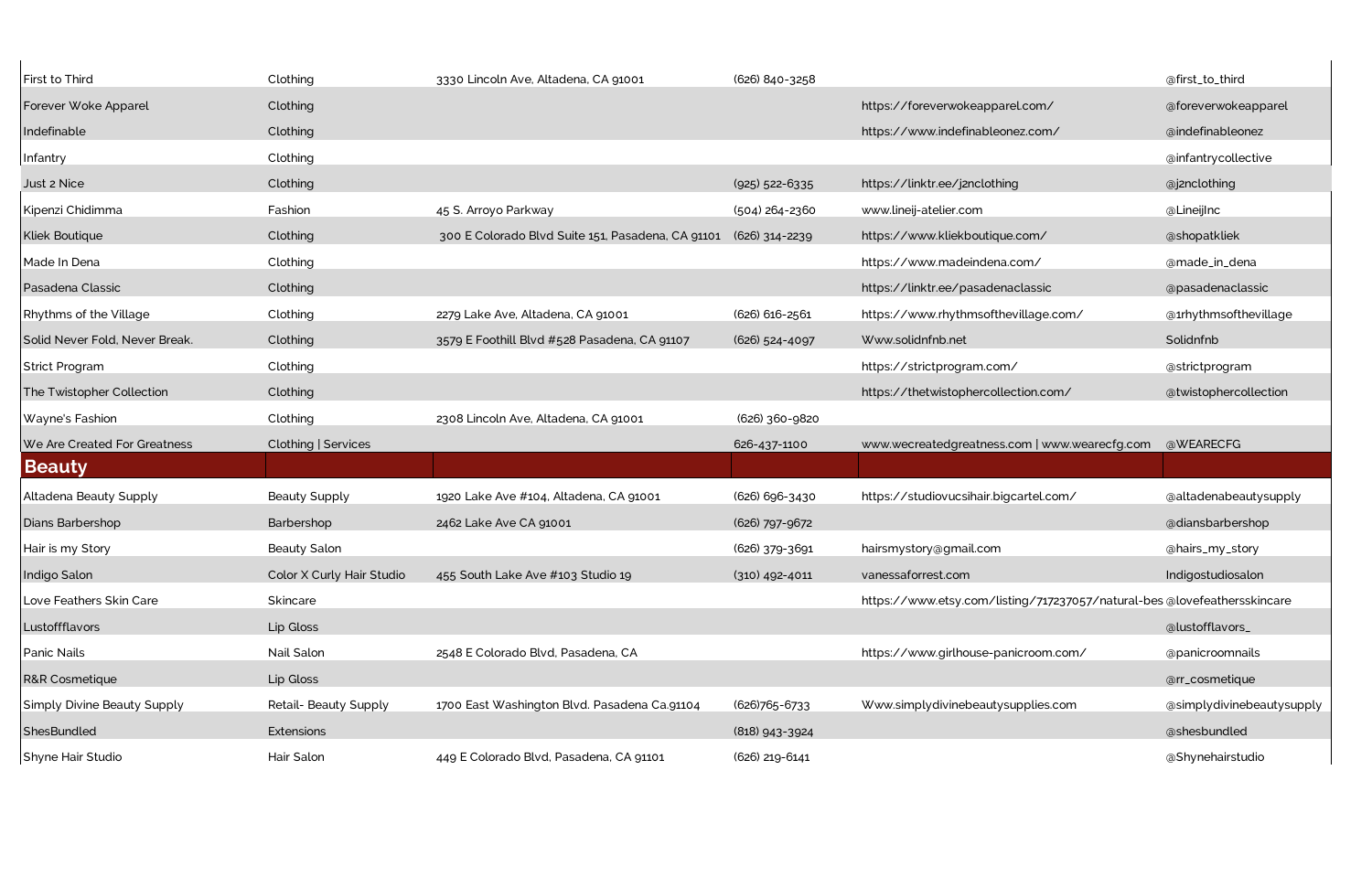| | | | | | |
|---|---|---|---|---|---|
| First to Third | Clothing | 3330 Lincoln Ave, Altadena, CA 91001 | (626) 840-3258 | | @first_to_third |
| Forever Woke Apparel | Clothing | | | https://foreverwokeapparel.com/ | @foreverwokeapparel |
| Indefinable | Clothing | | | https://www.indefinableonez.com/ | @indefinableonez |
| Infantry | Clothing | | | | @infantrycollective |
| Just 2 Nice | Clothing | | (925) 522-6335 | https://linktr.ee/j2nclothing | @j2nclothing |
| Kipenzi Chidimma | Fashion | 45 S. Arroyo Parkway | (504) 264-2360 | www.lineij-atelier.com | @LineijInc |
| Kliek Boutique | Clothing | 300 E Colorado Blvd Suite 151, Pasadena, CA 91101 | (626) 314-2239 | https://www.kliekboutique.com/ | @shopatkliek |
| Made In Dena | Clothing | | | https://www.madeindena.com/ | @made_in_dena |
| Pasadena Classic | Clothing | | | https://linktr.ee/pasadenaclassic | @pasadenaclassic |
| Rhythms of the Village | Clothing | 2279 Lake Ave, Altadena, CA 91001 | (626) 616-2561 | https://www.rhythmsofthevillage.com/ | @1rhythmsofthevillage |
| Solid Never Fold, Never Break. | Clothing | 3579 E Foothill Blvd #528 Pasadena, CA 91107 | (626) 524-4097 | Www.solidnfnb.net | Solidnfnb |
| Strict Program | Clothing | | | https://strictprogram.com/ | @strictprogram |
| The Twistopher Collection | Clothing | | | https://thetwistophercollection.com/ | @twistophercollection |
| Wayne's Fashion | Clothing | 2308 Lincoln Ave, Altadena, CA 91001 | (626) 360-9820 | | |
| We Are Created For Greatness | Clothing \| Services | | 626-437-1100 | www.wecreatedgreatness.com \| www.wearecfg.com | @WEARECFG |
| **Beauty** | | | | | |
| Altadena Beauty Supply | Beauty Supply | 1920 Lake Ave #104, Altadena, CA 91001 | (626) 696-3430 | https://studiovucsihair.bigcartel.com/ | @altadenabeautysupply |
| Dians Barbershop | Barbershop | 2462 Lake Ave CA 91001 | (626) 797-9672 | | @diansbarbershop |
| Hair is my Story | Beauty Salon | | (626) 379-3691 | hairsmystory@gmail.com | @hairs_my_story |
| Indigo Salon | Color X Curly Hair Studio | 455 South Lake Ave #103 Studio 19 | (310) 492-4011 | vanessaforrest.com | Indigostudiosalon |
| Love Feathers Skin Care | Skincare | | | https://www.etsy.com/listing/717237057/natural-bes | @lovefeathersskincare |
| Lustoffflavors | Lip Gloss | | | | @lustofflavors_ |
| Panic Nails | Nail Salon | 2548 E Colorado Blvd, Pasadena, CA | | https://www.girlhouse-panicroom.com/ | @panicroomnails |
| R&R Cosmetique | Lip Gloss | | | | @rr_cosmetique |
| Simply Divine Beauty Supply | Retail- Beauty Supply | 1700 East Washington Blvd. Pasadena Ca.91104 | (626)765-6733 | Www.simplydivinebeautysupplies.com | @simplydivinebeautysupply |
| ShesBundled | Extensions | | (818) 943-3924 | | @shesbundled |
| Shyne Hair Studio | Hair Salon | 449 E Colorado Blvd, Pasadena, CA 91101 | (626) 219-6141 | | @Shynehairstudio |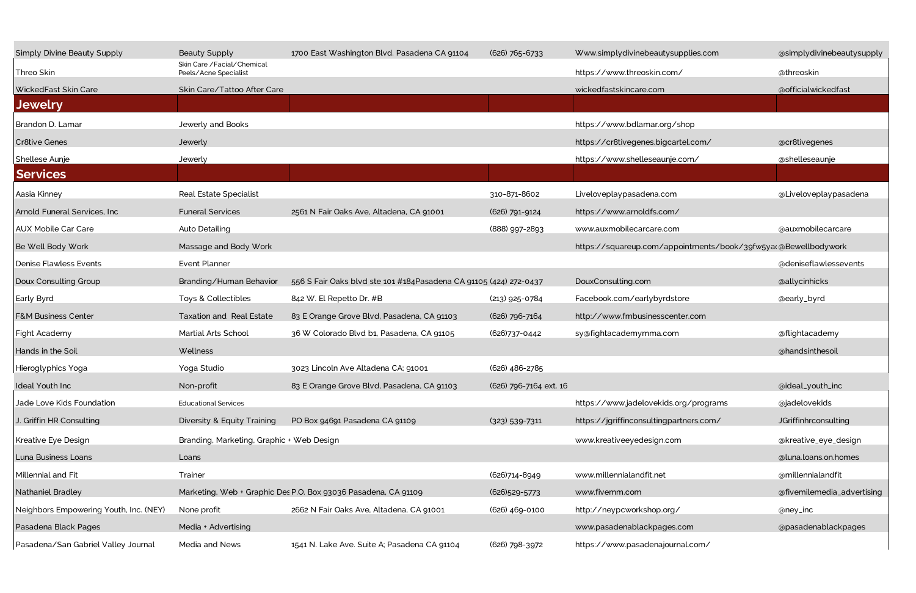| | | | | | |
|---|---|---|---|---|---|
| Simply Divine Beauty Supply | Beauty Supply | 1700 East Washington Blvd. Pasadena CA 91104 | (626) 765-6733 | Www.simplydivinebeautysupplies.com | @simplydivinebeautysupply |
| Threo Skin | Skin Care /Facial/Chemical Peels/Acne Specialist | | | https://www.threoskin.com/ | @threoskin |
| WickedFast Skin Care | Skin Care/Tattoo After Care | | | wickedfastskincare.com | @officialwickedfast |
| **Jewelry** | | | | | |
| Brandon D. Lamar | Jewerly and Books | | | https://www.bdlamar.org/shop | |
| Cr8tive Genes | Jewerly | | | https://cr8tivegenes.bigcartel.com/ | @cr8tivegenes |
| Shellese Aunje | Jewerly | | | https://www.shelleseaunje.com/ | @shelleseaunje |
| **Services** | | | | | |
| Aasia Kinney | Real Estate Specialist | | 310-871-8602 | Liveloveplaypasadena.com | @Liveloveplaypasadena |
| Arnold Funeral Services, Inc | Funeral Services | 2561 N Fair Oaks Ave, Altadena, CA 91001 | (626) 791-9124 | https://www.arnoldfs.com/ | |
| AUX Mobile Car Care | Auto Detailing | | (888) 997-2893 | www.auxmobilecarcare.com | @auxmobilecarcare |
| Be Well Body Work | Massage and Body Work | | | https://squareup.com/appointments/book/39fw5ya | @Bewellbodywork |
| Denise Flawless Events | Event Planner | | | | @deniseflawlessevents |
| Doux Consulting Group | Branding/Human Behavior | 556 S Fair Oaks blvd ste 101 #184Pasadena CA 91105 | (424) 272-0437 | DouxConsulting.com | @allycinhicks |
| Early Byrd | Toys & Collectibles | 842 W. El Repetto Dr. #B | (213) 925-0784 | Facebook.com/earlybyrdstore | @early_byrd |
| F&M Business Center | Taxation and Real Estate | 83 E Orange Grove Blvd, Pasadena, CA 91103 | (626) 796-7164 | http://www.fmbusinesscenter.com | |
| Fight Academy | Martial Arts School | 36 W Colorado Blvd b1, Pasadena, CA 91105 | (626)737-0442 | sy@fightacademymma.com | @flightacademy |
| Hands in the Soil | Wellness | | | | @handsinthesoil |
| Hieroglyphics Yoga | Yoga Studio | 3023 Lincoln Ave Altadena CA; 91001 | (626) 486-2785 | | |
| Ideal Youth Inc | Non-profit | 83 E Orange Grove Blvd, Pasadena, CA 91103 | (626) 796-7164 ext. 16 | | @ideal_youth_inc |
| Jade Love Kids Foundation | Educational Services | | | https://www.jadelovekids.org/programs | @jadelovekids |
| J. Griffin HR Consulting | Diversity & Equity Training | PO Box 94691 Pasadena CA 91109 | (323) 539-7311 | https://jgriffinconsultingpartners.com/ | JGriffinhrconsulting |
| Kreative Eye Design | Branding, Marketing, Graphic + Web Design | | | www.kreativeeyedesign.com | @kreative_eye_design |
| Luna Business Loans | Loans | | | | @luna.loans.on.homes |
| Millennial and Fit | Trainer | | (626)714-8949 | www.millennialandfit.net | @millennialandfit |
| Nathaniel Bradley | Marketing, Web + Graphic Des | P.O. Box 93036 Pasadena, CA 91109 | (626)529-5773 | www.fivemm.com | @fivemilemedia_advertising |
| Neighbors Empowering Youth, Inc. (NEY) | None profit | 2662 N Fair Oaks Ave, Altadena, CA 91001 | (626) 469-0100 | http://neypcworkshop.org/ | @ney_inc |
| Pasadena Black Pages | Media + Advertising | | | www.pasadenablackpages.com | @pasadenablackpages |
| Pasadena/San Gabriel Valley Journal | Media and News | 1541 N. Lake Ave. Suite A; Pasadena CA 91104 | (626) 798-3972 | https://www.pasadenajournal.com/ | |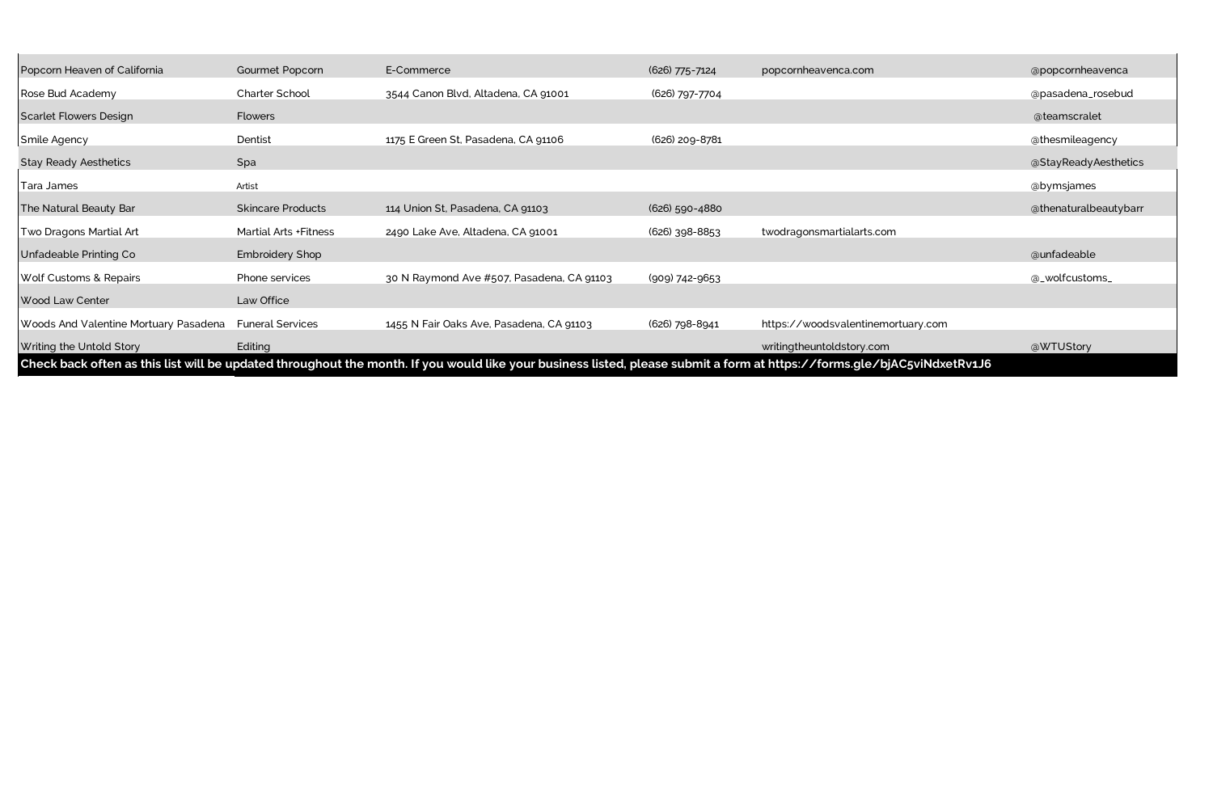| | | | | | |
|---|---|---|---|---|---|
| Popcorn Heaven of California | Gourmet Popcorn | E-Commerce | (626) 775-7124 | popcornheavenca.com | @popcornheavenca |
| Rose Bud Academy | Charter School | 3544 Canon Blvd, Altadena, CA 91001 | (626) 797-7704 | | @pasadena_rosebud |
| Scarlet Flowers Design | Flowers | | | | @teamscralet |
| Smile Agency | Dentist | 1175 E Green St, Pasadena, CA 91106 | (626) 209-8781 | | @thesmileagency |
| Stay Ready Aesthetics | Spa | | | | @StayReadyAesthetics |
| Tara James | Artist | | | | @bymsjames |
| The Natural Beauty Bar | Skincare Products | 114 Union St, Pasadena, CA 91103 | (626) 590-4880 | | @thenaturalbeautybarr |
| Two Dragons Martial Art | Martial Arts +Fitness | 2490 Lake Ave, Altadena, CA 91001 | (626) 398-8853 | twodragonsmartialarts.com | |
| Unfadeable Printing Co | Embroidery Shop | | | | @unfadeable |
| Wolf Customs & Repairs | Phone services | 30 N Raymond Ave #507, Pasadena, CA 91103 | (909) 742-9653 | | @_wolfcustoms_ |
| Wood Law Center | Law Office | | | | |
| Woods And Valentine Mortuary Pasadena | Funeral Services | 1455 N Fair Oaks Ave, Pasadena, CA 91103 | (626) 798-8941 | https://woodsvalentinemortuary.com | |
| Writing the Untold Story | Editing | | | writingtheuntoldstory.com | @WTUStory |

**Check back often as this list will be updated throughout the month. If you would like your business listed, please submit a form at https://forms.gle/bjAC5viNdxetRv1J6**